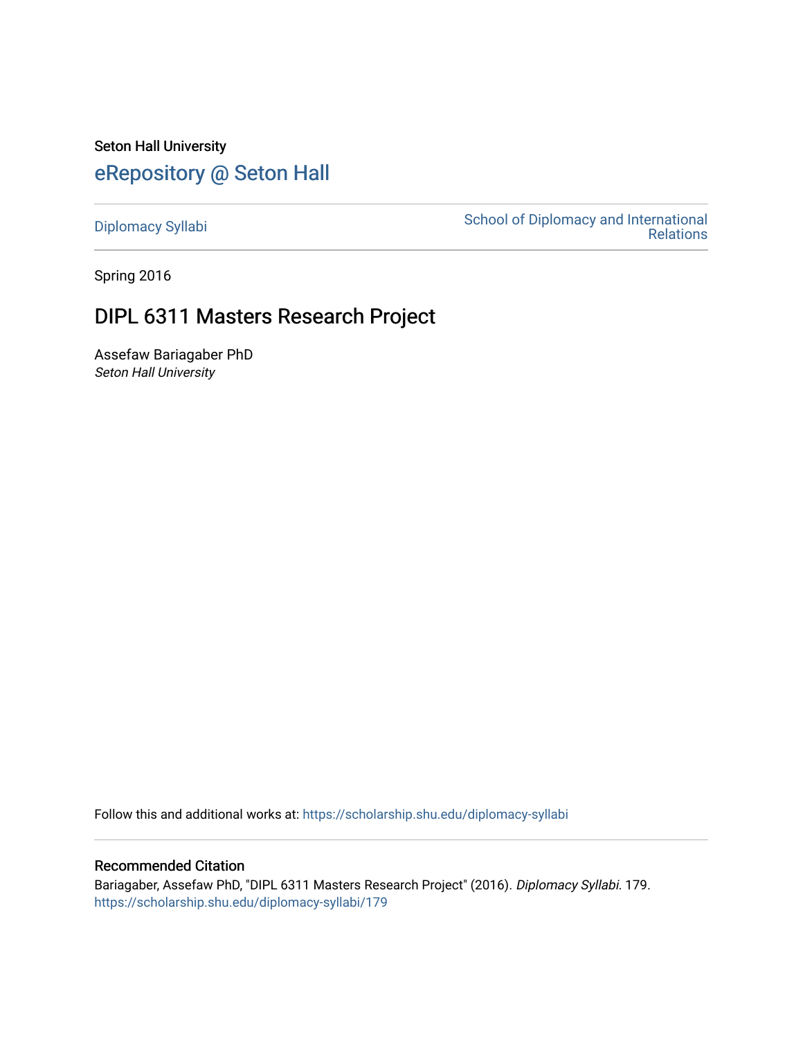Seton Hall University

# eRepository @ Seton Hall

Diplomacy Syllabi

School of Diplomacy and International Relations

Spring 2016

## DIPL 6311 Masters Research Project

Assefaw Bariagaber PhD
*Seton Hall University*

Follow this and additional works at: https://scholarship.shu.edu/diplomacy-syllabi

### Recommended Citation

Bariagaber, Assefaw PhD, "DIPL 6311 Masters Research Project" (2016). *Diplomacy Syllabi*. 179.
https://scholarship.shu.edu/diplomacy-syllabi/179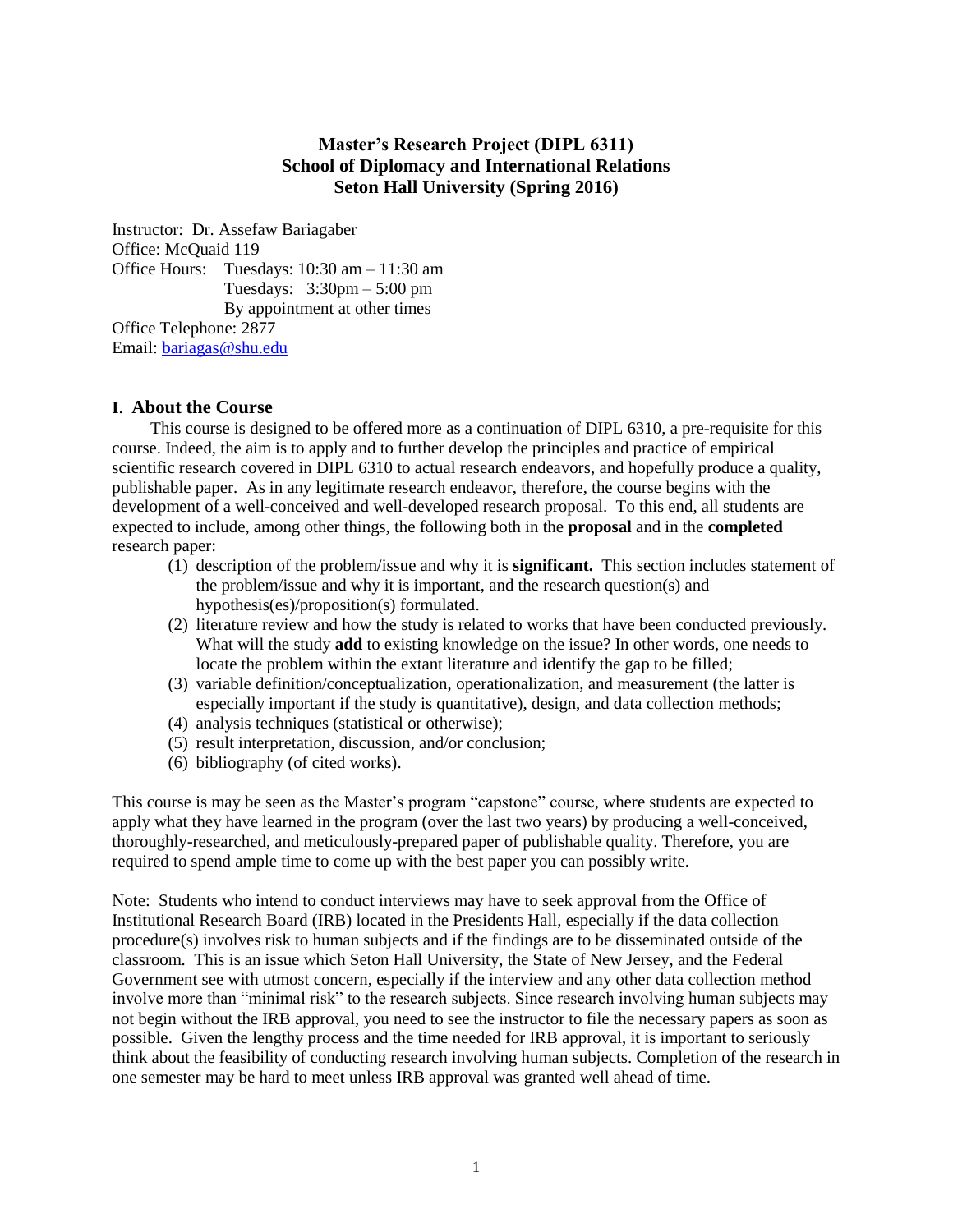# Master's Research Project (DIPL 6311)
# School of Diplomacy and International Relations
# Seton Hall University (Spring 2016)

Instructor: Dr. Assefaw Bariagaber
Office: McQuaid 119
Office Hours: Tuesdays: 10:30 am – 11:30 am
Tuesdays: 3:30pm – 5:00 pm
By appointment at other times
Office Telephone: 2877
Email: bariagas@shu.edu

## I. About the Course

This course is designed to be offered more as a continuation of DIPL 6310, a pre-requisite for this course. Indeed, the aim is to apply and to further develop the principles and practice of empirical scientific research covered in DIPL 6310 to actual research endeavors, and hopefully produce a quality, publishable paper. As in any legitimate research endeavor, therefore, the course begins with the development of a well-conceived and well-developed research proposal. To this end, all students are expected to include, among other things, the following both in the **proposal** and in the **completed** research paper:

(1) description of the problem/issue and why it is **significant.** This section includes statement of the problem/issue and why it is important, and the research question(s) and hypothesis(es)/proposition(s) formulated.
(2) literature review and how the study is related to works that have been conducted previously. What will the study **add** to existing knowledge on the issue? In other words, one needs to locate the problem within the extant literature and identify the gap to be filled;
(3) variable definition/conceptualization, operationalization, and measurement (the latter is especially important if the study is quantitative), design, and data collection methods;
(4) analysis techniques (statistical or otherwise);
(5) result interpretation, discussion, and/or conclusion;
(6) bibliography (of cited works).

This course is may be seen as the Master's program "capstone" course, where students are expected to apply what they have learned in the program (over the last two years) by producing a well-conceived, thoroughly-researched, and meticulously-prepared paper of publishable quality. Therefore, you are required to spend ample time to come up with the best paper you can possibly write.

Note: Students who intend to conduct interviews may have to seek approval from the Office of Institutional Research Board (IRB) located in the Presidents Hall, especially if the data collection procedure(s) involves risk to human subjects and if the findings are to be disseminated outside of the classroom. This is an issue which Seton Hall University, the State of New Jersey, and the Federal Government see with utmost concern, especially if the interview and any other data collection method involve more than "minimal risk" to the research subjects. Since research involving human subjects may not begin without the IRB approval, you need to see the instructor to file the necessary papers as soon as possible. Given the lengthy process and the time needed for IRB approval, it is important to seriously think about the feasibility of conducting research involving human subjects. Completion of the research in one semester may be hard to meet unless IRB approval was granted well ahead of time.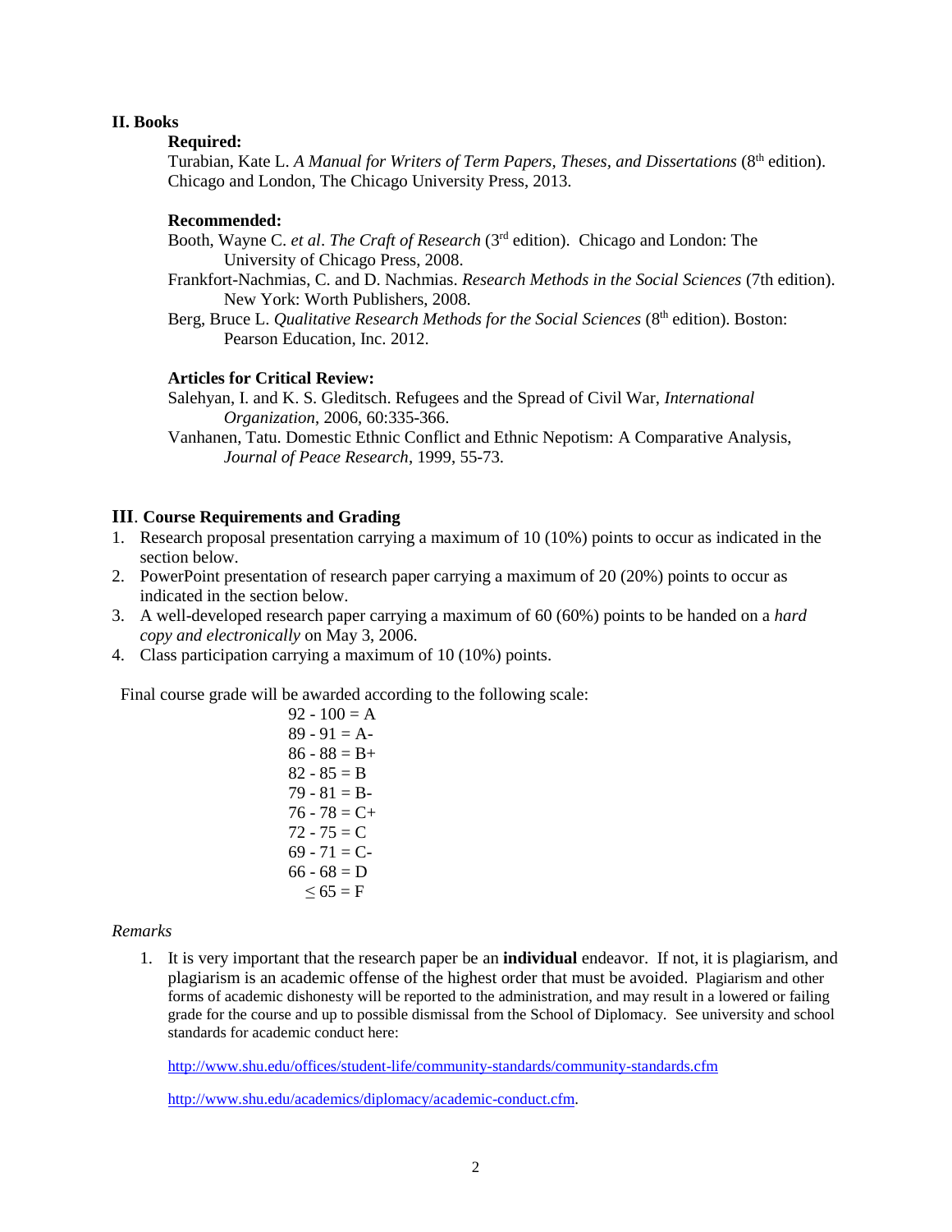## II. Books

### Required:

Turabian, Kate L. *A Manual for Writers of Term Papers, Theses, and Dissertations* (8th edition). Chicago and London, The Chicago University Press, 2013.

### Recommended:

Booth, Wayne C. *et al*. *The Craft of Research* (3rd edition). Chicago and London: The University of Chicago Press, 2008.

Frankfort-Nachmias, C. and D. Nachmias. *Research Methods in the Social Sciences* (7th edition). New York: Worth Publishers, 2008.

Berg, Bruce L. *Qualitative Research Methods for the Social Sciences* (8th edition). Boston: Pearson Education, Inc. 2012.

### Articles for Critical Review:

Salehyan, I. and K. S. Gleditsch. Refugees and the Spread of Civil War, *International Organization*, 2006, 60:335-366.

Vanhanen, Tatu. Domestic Ethnic Conflict and Ethnic Nepotism: A Comparative Analysis, *Journal of Peace Research*, 1999, 55-73.

## III. Course Requirements and Grading

1. Research proposal presentation carrying a maximum of 10 (10%) points to occur as indicated in the section below.
2. PowerPoint presentation of research paper carrying a maximum of 20 (20%) points to occur as indicated in the section below.
3. A well-developed research paper carrying a maximum of 60 (60%) points to be handed on a *hard copy and electronically* on May 3, 2006.
4. Class participation carrying a maximum of 10 (10%) points.

Final course grade will be awarded according to the following scale:

92 - 100 = A
89 - 91 = A-
86 - 88 = B+
82 - 85 = B
79 - 81 = B-
76 - 78 = C+
72 - 75 = C
69 - 71 = C-
66 - 68 = D
≤ 65 = F

*Remarks*

1. It is very important that the research paper be an **individual** endeavor. If not, it is plagiarism, and plagiarism is an academic offense of the highest order that must be avoided. Plagiarism and other forms of academic dishonesty will be reported to the administration, and may result in a lowered or failing grade for the course and up to possible dismissal from the School of Diplomacy. See university and school standards for academic conduct here:

   http://www.shu.edu/offices/student-life/community-standards/community-standards.cfm

   http://www.shu.edu/academics/diplomacy/academic-conduct.cfm.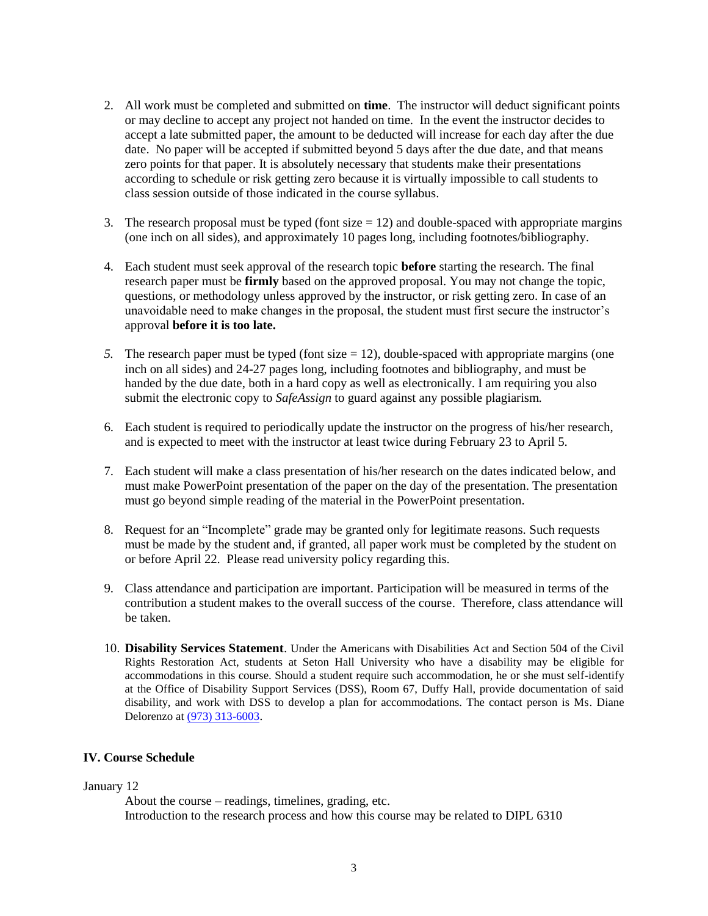2. All work must be completed and submitted on **time**. The instructor will deduct significant points or may decline to accept any project not handed on time. In the event the instructor decides to accept a late submitted paper, the amount to be deducted will increase for each day after the due date. No paper will be accepted if submitted beyond 5 days after the due date, and that means zero points for that paper. It is absolutely necessary that students make their presentations according to schedule or risk getting zero because it is virtually impossible to call students to class session outside of those indicated in the course syllabus.

3. The research proposal must be typed (font size = 12) and double-spaced with appropriate margins (one inch on all sides), and approximately 10 pages long, including footnotes/bibliography.

4. Each student must seek approval of the research topic **before** starting the research. The final research paper must be **firmly** based on the approved proposal. You may not change the topic, questions, or methodology unless approved by the instructor, or risk getting zero. In case of an unavoidable need to make changes in the proposal, the student must first secure the instructor's approval **before it is too late.**

5. The research paper must be typed (font size = 12), double-spaced with appropriate margins (one inch on all sides) and 24-27 pages long, including footnotes and bibliography, and must be handed by the due date, both in a hard copy as well as electronically. I am requiring you also submit the electronic copy to *SafeAssign* to guard against any possible plagiarism.

6. Each student is required to periodically update the instructor on the progress of his/her research, and is expected to meet with the instructor at least twice during February 23 to April 5.

7. Each student will make a class presentation of his/her research on the dates indicated below, and must make PowerPoint presentation of the paper on the day of the presentation. The presentation must go beyond simple reading of the material in the PowerPoint presentation.

8. Request for an "Incomplete" grade may be granted only for legitimate reasons. Such requests must be made by the student and, if granted, all paper work must be completed by the student on or before April 22. Please read university policy regarding this.

9. Class attendance and participation are important. Participation will be measured in terms of the contribution a student makes to the overall success of the course. Therefore, class attendance will be taken.

10. **Disability Services Statement**. Under the Americans with Disabilities Act and Section 504 of the Civil Rights Restoration Act, students at Seton Hall University who have a disability may be eligible for accommodations in this course. Should a student require such accommodation, he or she must self-identify at the Office of Disability Support Services (DSS), Room 67, Duffy Hall, provide documentation of said disability, and work with DSS to develop a plan for accommodations. The contact person is Ms. Diane Delorenzo at (973) 313-6003.

## IV. Course Schedule

January 12

About the course – readings, timelines, grading, etc.
Introduction to the research process and how this course may be related to DIPL 6310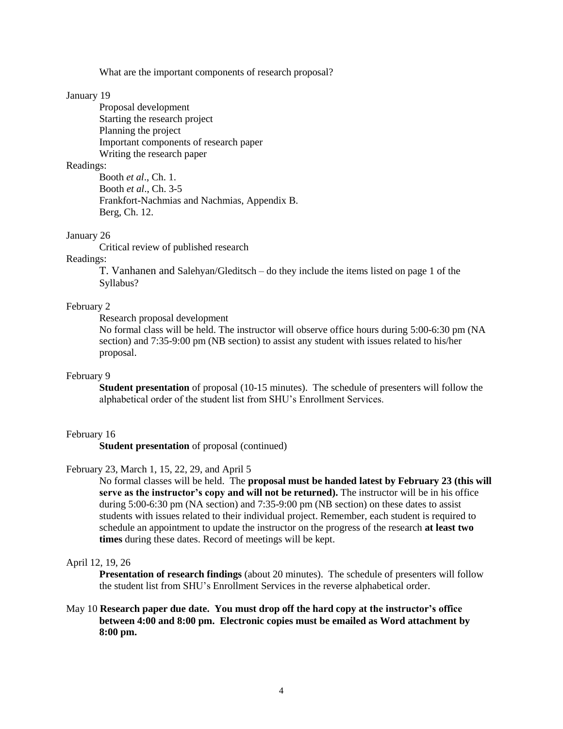What are the important components of research proposal?

January 19

Proposal development
Starting the research project
Planning the project
Important components of research paper
Writing the research paper

Readings:

Booth *et al*., Ch. 1.
Booth *et al*., Ch. 3-5
Frankfort-Nachmias and Nachmias, Appendix B.
Berg, Ch. 12.

January 26

Critical review of published research

Readings:

T. Vanhanen and Salehyan/Gleditsch – do they include the items listed on page 1 of the Syllabus?

February 2

Research proposal development
No formal class will be held. The instructor will observe office hours during 5:00-6:30 pm (NA section) and 7:35-9:00 pm (NB section) to assist any student with issues related to his/her proposal.

February 9

**Student presentation** of proposal (10-15 minutes). The schedule of presenters will follow the alphabetical order of the student list from SHU's Enrollment Services.

February 16

**Student presentation** of proposal (continued)

February 23, March 1, 15, 22, 29, and April 5

No formal classes will be held. The **proposal must be handed latest by February 23 (this will serve as the instructor's copy and will not be returned).** The instructor will be in his office during 5:00-6:30 pm (NA section) and 7:35-9:00 pm (NB section) on these dates to assist students with issues related to their individual project. Remember, each student is required to schedule an appointment to update the instructor on the progress of the research **at least two times** during these dates. Record of meetings will be kept.

April 12, 19, 26

**Presentation of research findings** (about 20 minutes). The schedule of presenters will follow the student list from SHU's Enrollment Services in the reverse alphabetical order.

May 10 **Research paper due date. You must drop off the hard copy at the instructor's office between 4:00 and 8:00 pm. Electronic copies must be emailed as Word attachment by 8:00 pm.**